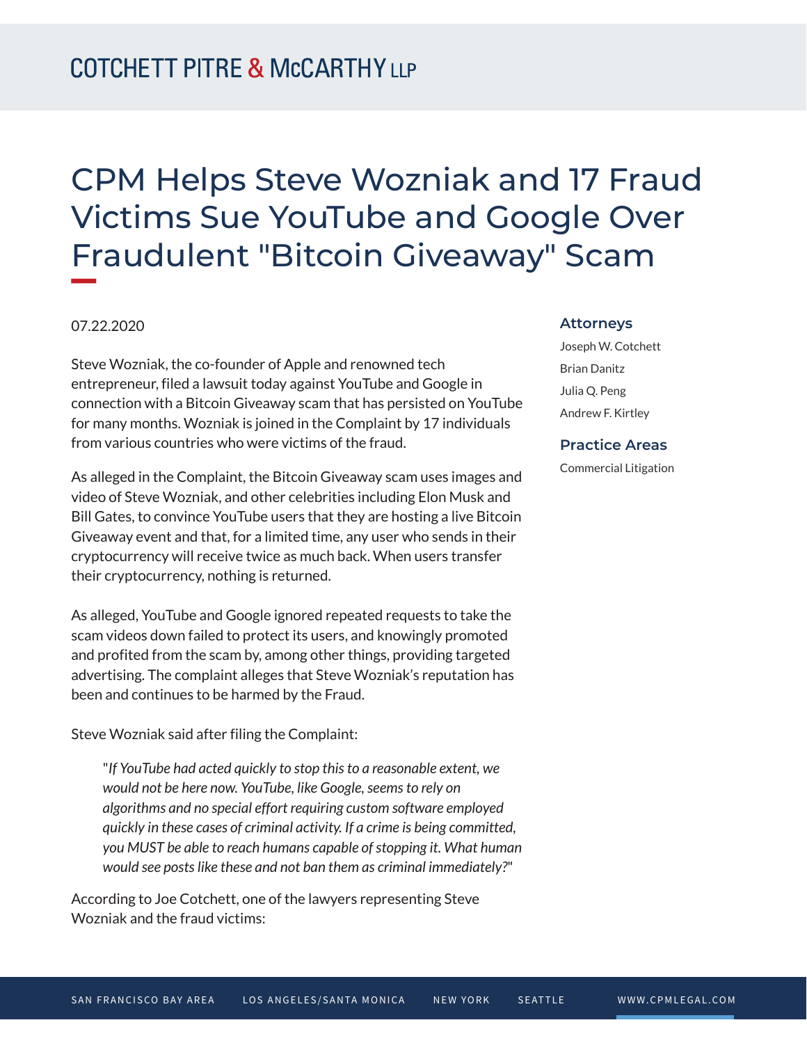# CPM Helps Steve Wozniak and 17 Fraud Victims Sue YouTube and Google Over Fraudulent "Bitcoin Giveaway" Scam

07.22.2020

Steve Wozniak, the co-founder of Apple and renowned tech entrepreneur, filed a lawsuit today against YouTube and Google in connection with a Bitcoin Giveaway scam that has persisted on YouTube for many months. Wozniak is joined in the Complaint by 17 individuals from various countries who were victims of the fraud.

As alleged in the Complaint, the Bitcoin Giveaway scam uses images and video of Steve Wozniak, and other celebrities including Elon Musk and Bill Gates, to convince YouTube users that they are hosting a live Bitcoin Giveaway event and that, for a limited time, any user who sends in their cryptocurrency will receive twice as much back. When users transfer their cryptocurrency, nothing is returned.

As alleged, YouTube and Google ignored repeated requests to take the scam videos down failed to protect its users, and knowingly promoted and profited from the scam by, among other things, providing targeted advertising. The complaint alleges that Steve Wozniak's reputation has been and continues to be harmed by the Fraud.

Steve Wozniak said after filing the Complaint:

> "*If YouTube had acted quickly to stop this to a reasonable extent, we would not be here now. YouTube, like Google, seems to rely on algorithms and no special effort requiring custom software employed quickly in these cases of criminal activity. If a crime is being committed, you MUST be able to reach humans capable of stopping it. What human would see posts like these and not ban them as criminal immediately?*"

According to Joe Cotchett, one of the lawyers representing Steve Wozniak and the fraud victims:

## Attorneys

Joseph W. Cotchett

Brian Danitz

Julia Q. Peng

Andrew F. Kirtley

## Practice Areas

Commercial Litigation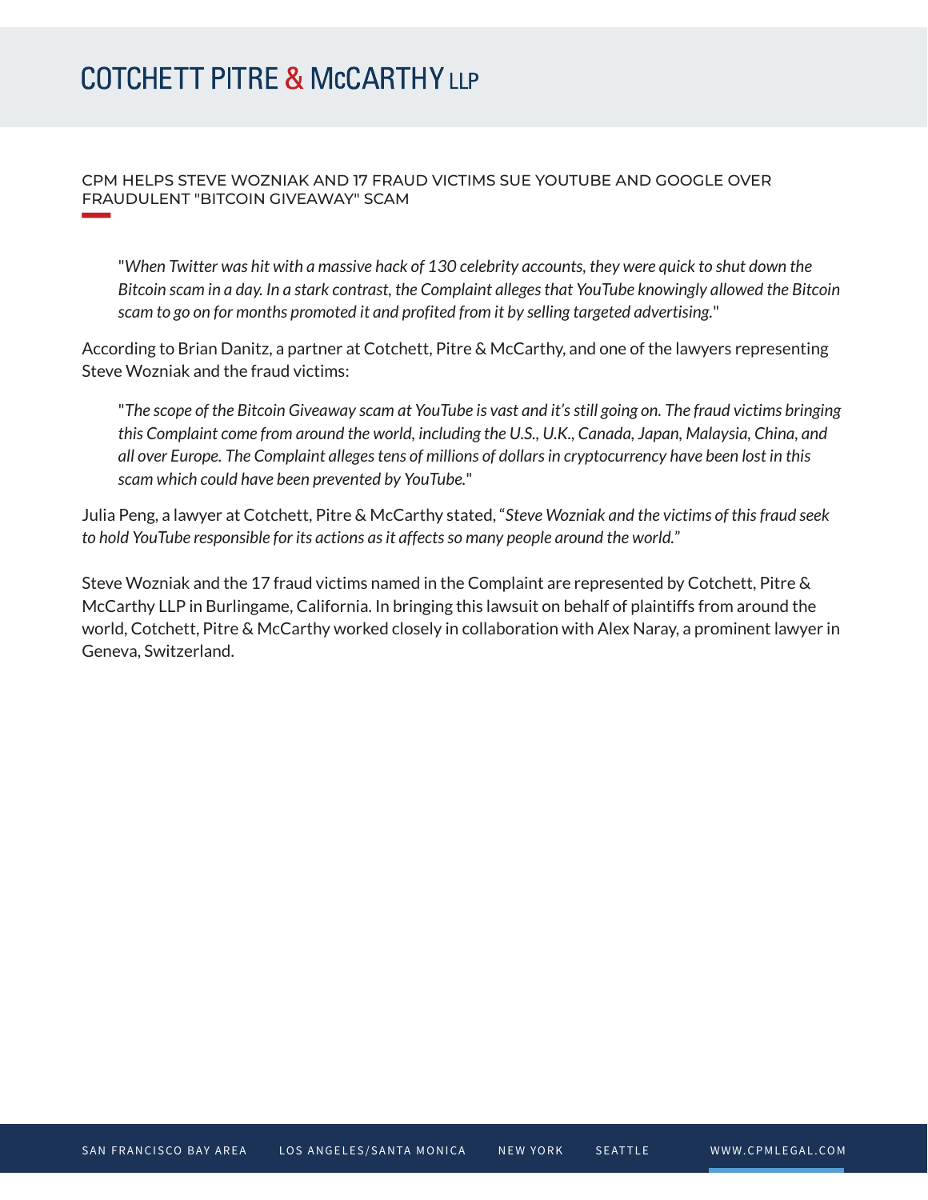CPM HELPS STEVE WOZNIAK AND 17 FRAUD VICTIMS SUE YOUTUBE AND GOOGLE OVER FRAUDULENT "BITCOIN GIVEAWAY" SCAM

> "*When Twitter was hit with a massive hack of 130 celebrity accounts, they were quick to shut down the Bitcoin scam in a day. In a stark contrast, the Complaint alleges that YouTube knowingly allowed the Bitcoin scam to go on for months promoted it and profited from it by selling targeted advertising.*"

According to Brian Danitz, a partner at Cotchett, Pitre & McCarthy, and one of the lawyers representing Steve Wozniak and the fraud victims:

> "*The scope of the Bitcoin Giveaway scam at YouTube is vast and it's still going on. The fraud victims bringing this Complaint come from around the world, including the U.S., U.K., Canada, Japan, Malaysia, China, and all over Europe. The Complaint alleges tens of millions of dollars in cryptocurrency have been lost in this scam which could have been prevented by YouTube.*"

Julia Peng, a lawyer at Cotchett, Pitre & McCarthy stated, "*Steve Wozniak and the victims of this fraud seek to hold YouTube responsible for its actions as it affects so many people around the world.*"

Steve Wozniak and the 17 fraud victims named in the Complaint are represented by Cotchett, Pitre & McCarthy LLP in Burlingame, California. In bringing this lawsuit on behalf of plaintiffs from around the world, Cotchett, Pitre & McCarthy worked closely in collaboration with Alex Naray, a prominent lawyer in Geneva, Switzerland.